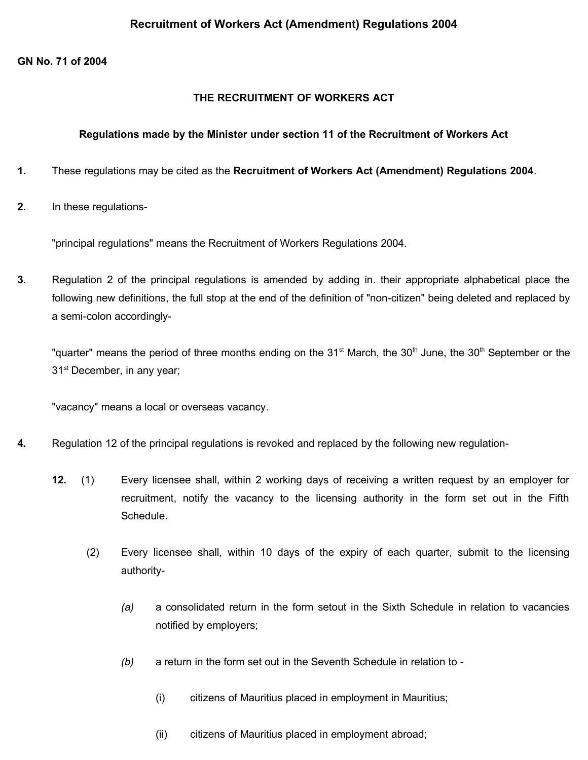# Recruitment of Workers Act (Amendment) Regulations 2004

**GN No. 71 of 2004**

## THE RECRUITMENT OF WORKERS ACT

### Regulations made by the Minister under section 11 of the Recruitment of Workers Act

**1.** These regulations may be cited as the **Recruitment of Workers Act (Amendment) Regulations 2004**.

**2.** In these regulations-

"principal regulations" means the Recruitment of Workers Regulations 2004.

**3.** Regulation 2 of the principal regulations is amended by adding in. their appropriate alphabetical place the following new definitions, the full stop at the end of the definition of "non-citizen" being deleted and replaced by a semi-colon accordingly-

"quarter" means the period of three months ending on the 31st March, the 30th June, the 30th September or the 31st December, in any year;

"vacancy" means a local or overseas vacancy.

**4.** Regulation 12 of the principal regulations is revoked and replaced by the following new regulation-

**12.** (1) Every licensee shall, within 2 working days of receiving a written request by an employer for recruitment, notify the vacancy to the licensing authority in the form set out in the Fifth Schedule.

(2) Every licensee shall, within 10 days of the expiry of each quarter, submit to the licensing authority-

*(a)* a consolidated return in the form setout in the Sixth Schedule in relation to vacancies notified by employers;

*(b)* a return in the form set out in the Seventh Schedule in relation to -

(i) citizens of Mauritius placed in employment in Mauritius;

(ii) citizens of Mauritius placed in employment abroad;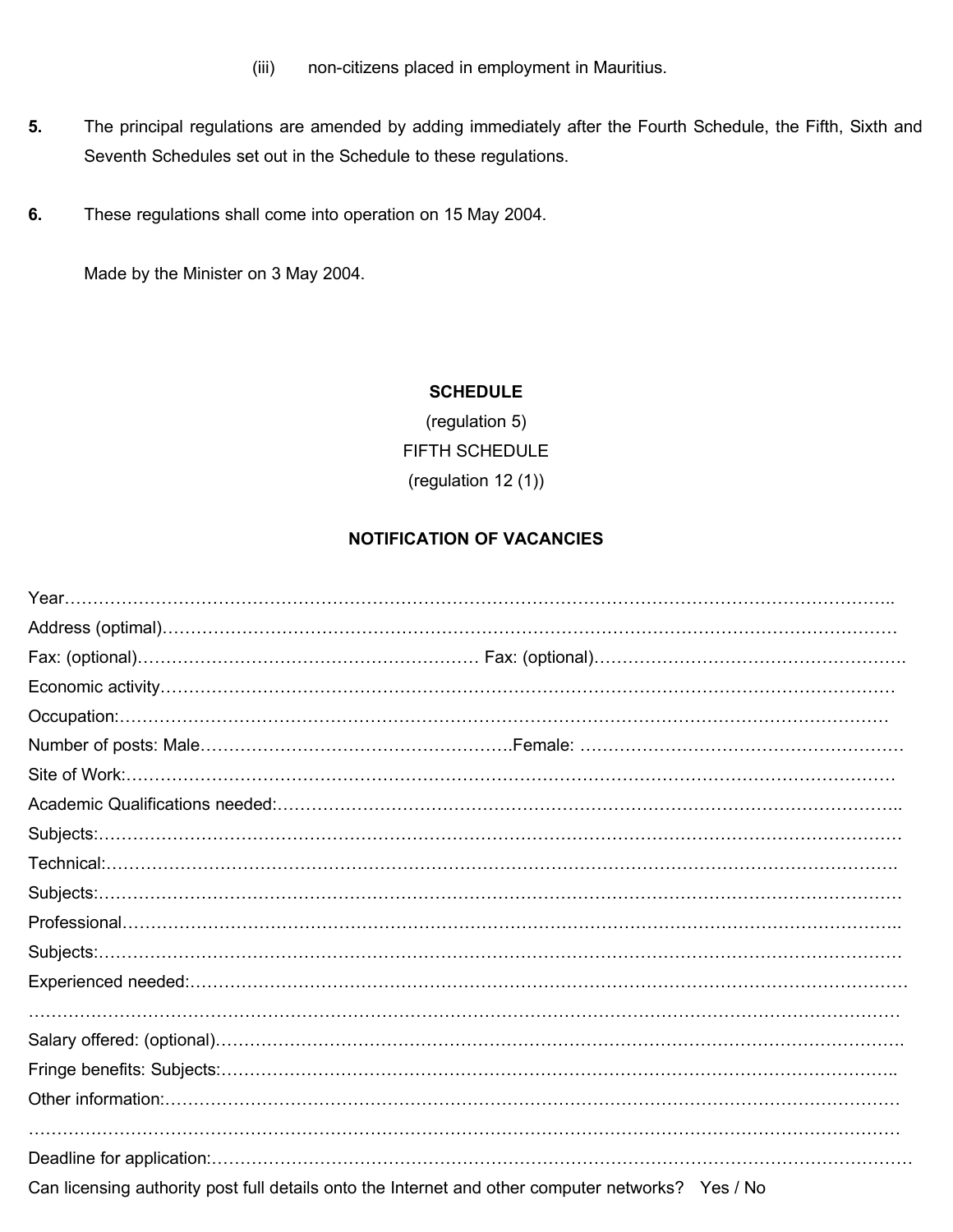(iii) non-citizens placed in employment in Mauritius.

**5.** The principal regulations are amended by adding immediately after the Fourth Schedule, the Fifth, Sixth and Seventh Schedules set out in the Schedule to these regulations.

**6.** These regulations shall come into operation on 15 May 2004.

Made by the Minister on 3 May 2004.

**SCHEDULE**

(regulation 5)

FIFTH SCHEDULE

(regulation 12 (1))

**NOTIFICATION OF VACANCIES**

Year…………………………………………………………………………………………………………………………..

Address (optimal)……………………………………………………………………………………………………………

Fax: (optional)…………………………………………………… Fax: (optional)……………………………………………….

Economic activity……………………………………………………………………………………………………………

Occupation:…………………………………………………………………………………………………………………

Number of posts: Male………………………………………………Female: …………………………………………………

Site of Work:…………………………………………………………………………………………………………………

Academic Qualifications needed:……………………………………………………………………………………………..

Subjects:………………………………………………………………………………………………………………………

Technical:…………………………………………………………………………………………………………………….

Subjects:………………………………………………………………………………………………………………………

Professional…………………………………………………………………………………………………………………..

Subjects:………………………………………………………………………………………………………………………

Experienced needed:…………………………………………………………………………………………………………

………………………………………………………………………………………………………………………………

Salary offered: (optional)…………………………………………………………………………………………………….

Fringe benefits: Subjects:…………………………………………………………………………………………..

Other information:……………………………………………………………………………………………………………

………………………………………………………………………………………………………………………………

Deadline for application:………………………………………………………………………………………………………

Can licensing authority post full details onto the Internet and other computer networks? Yes / No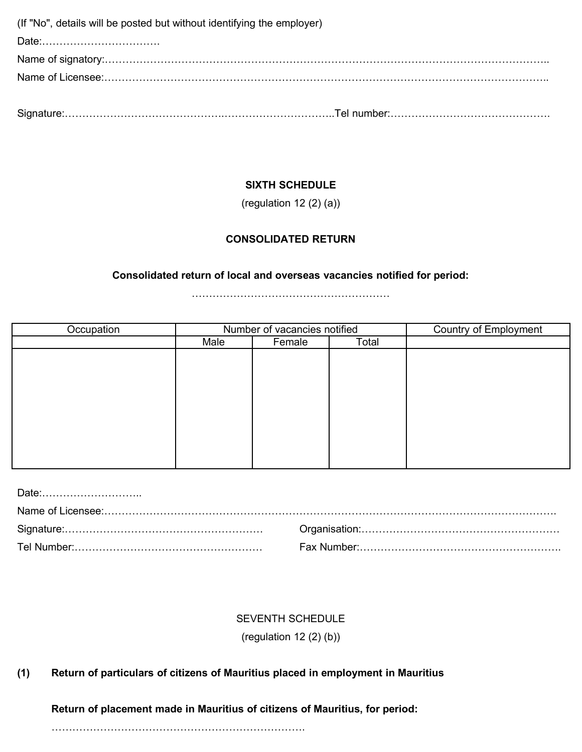(If "No", details will be posted but without identifying the employer)

Date:…………………………….

Name of signatory:……………………………………………………………………………………………………………..

Name of Licensee:……………………………………………………………………………………………………………..

Signature:………………………………………..…………………………..Tel number:……………………………………….

## SIXTH SCHEDULE

(regulation 12 (2) (a))

### CONSOLIDATED RETURN

**Consolidated return of local and overseas vacancies notified for period:**

…………………………………………………

| Occupation | Number of vacancies notified | | | Country of Employment |
|---|---|---|---|---|
| | Male | Female | Total | |
| | | | | |

Date:………………………..

Name of Licensee:…………………………………………………………………………………………………………….

Signature:…………………………………………………    Organisation:…………………………………………………

Tel Number:………………………………………………    Fax Number:…………………………………………………..

## SEVENTH SCHEDULE

(regulation 12 (2) (b))

**(1) Return of particulars of citizens of Mauritius placed in employment in Mauritius**

**Return of placement made in Mauritius of citizens of Mauritius, for period:**

………………………………………………………………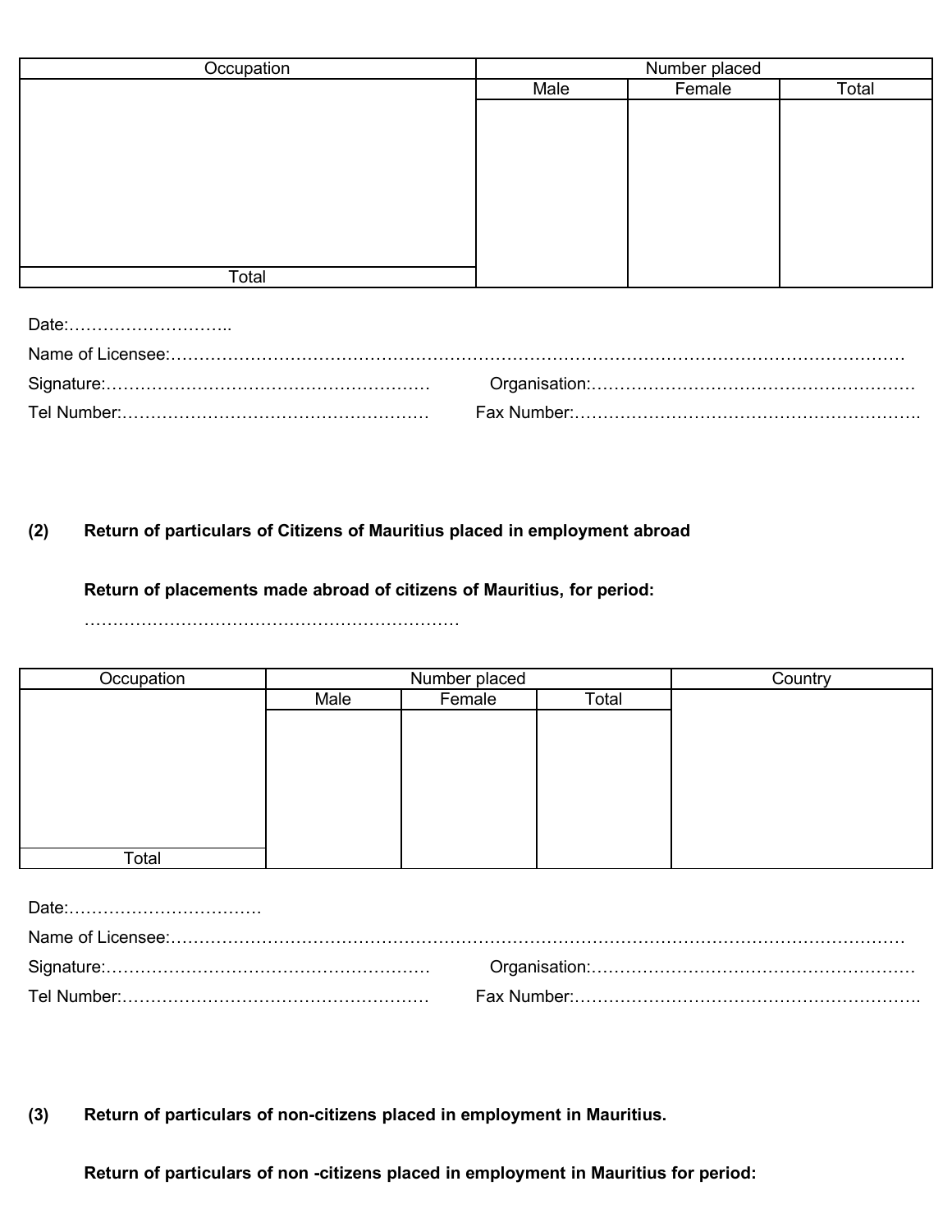| Occupation | Number placed | | |
|---|---|---|---|
| | Male | Female | Total |
| | | | |
| Total | | | |

Date:………………………..

Name of Licensee:…………………………………………………………………………………………………………………

Signature:…………………………………………………  Organisation:…………………………………………………

Tel Number:………………………………………………  Fax Number:…………………………………………………….

**(2) Return of particulars of Citizens of Mauritius placed in employment abroad**

**Return of placements made abroad of citizens of Mauritius, for period:**

…………………………………………………………

| Occupation | Number placed | | | Country |
|---|---|---|---|---|
| | Male | Female | Total | |
| | | | | |
| Total | | | | |

Date:…………………………….

Name of Licensee:…………………………………………………………………………………………………………………

Signature:…………………………………………………  Organisation:…………………………………………………

Tel Number:………………………………………………  Fax Number:…………………………………………………….

**(3) Return of particulars of non-citizens placed in employment in Mauritius.**

**Return of particulars of non -citizens placed in employment in Mauritius for period:**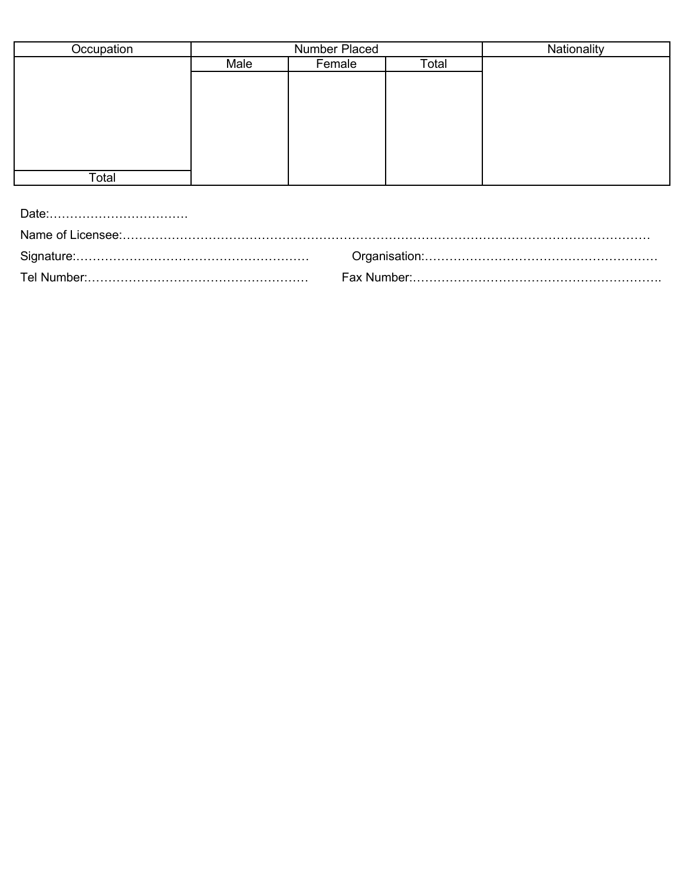| Occupation | Number Placed | | | Nationality |
|---|---|---|---|---|
| | Male | Female | Total | |
| | | | | |
| Total | | | | |

Date:…………………………….

Name of Licensee:……………………………………………………………………………………………………………………

Signature:…………………………………………………

Organisation:…………………………………………………

Tel Number:………………………………………………

Fax Number:…………………………………………………..